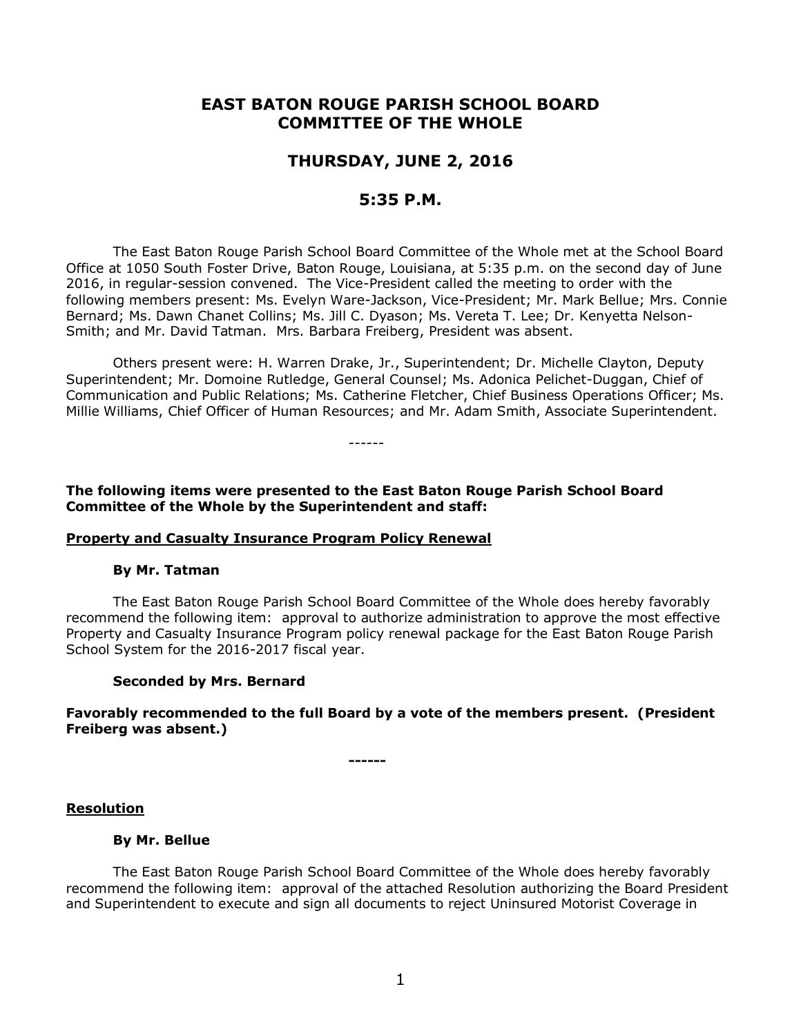# EAST BATON ROUGE PARISH SCHOOL BOARD COMMITTEE OF THE WHOLE

## THURSDAY, JUNE 2, 2016

## 5:35 P.M.

The East Baton Rouge Parish School Board Committee of the Whole met at the School Board Office at 1050 South Foster Drive, Baton Rouge, Louisiana, at 5:35 p.m. on the second day of June 2016, in regular-session convened. The Vice-President called the meeting to order with the following members present: Ms. Evelyn Ware-Jackson, Vice-President; Mr. Mark Bellue; Mrs. Connie Bernard; Ms. Dawn Chanet Collins; Ms. Jill C. Dyason; Ms. Vereta T. Lee; Dr. Kenyetta Nelson-Smith; and Mr. David Tatman. Mrs. Barbara Freiberg, President was absent.

Others present were: H. Warren Drake, Jr., Superintendent; Dr. Michelle Clayton, Deputy Superintendent; Mr. Domoine Rutledge, General Counsel; Ms. Adonica Pelichet-Duggan, Chief of Communication and Public Relations; Ms. Catherine Fletcher, Chief Business Operations Officer; Ms. Millie Williams, Chief Officer of Human Resources; and Mr. Adam Smith, Associate Superintendent.

------

**The following items were presented to the East Baton Rouge Parish School Board Committee of the Whole by the Superintendent and staff:**

**<u>Property and Casualty Insurance Program Policy Renewal</u>**

**By Mr. Tatman**

The East Baton Rouge Parish School Board Committee of the Whole does hereby favorably recommend the following item: approval to authorize administration to approve the most effective Property and Casualty Insurance Program policy renewal package for the East Baton Rouge Parish School System for the 2016-2017 fiscal year.

**Seconded by Mrs. Bernard**

**Favorably recommended to the full Board by a vote of the members present. (President Freiberg was absent.)**

**------**

**<u>Resolution</u>**

**By Mr. Bellue**

The East Baton Rouge Parish School Board Committee of the Whole does hereby favorably recommend the following item: approval of the attached Resolution authorizing the Board President and Superintendent to execute and sign all documents to reject Uninsured Motorist Coverage in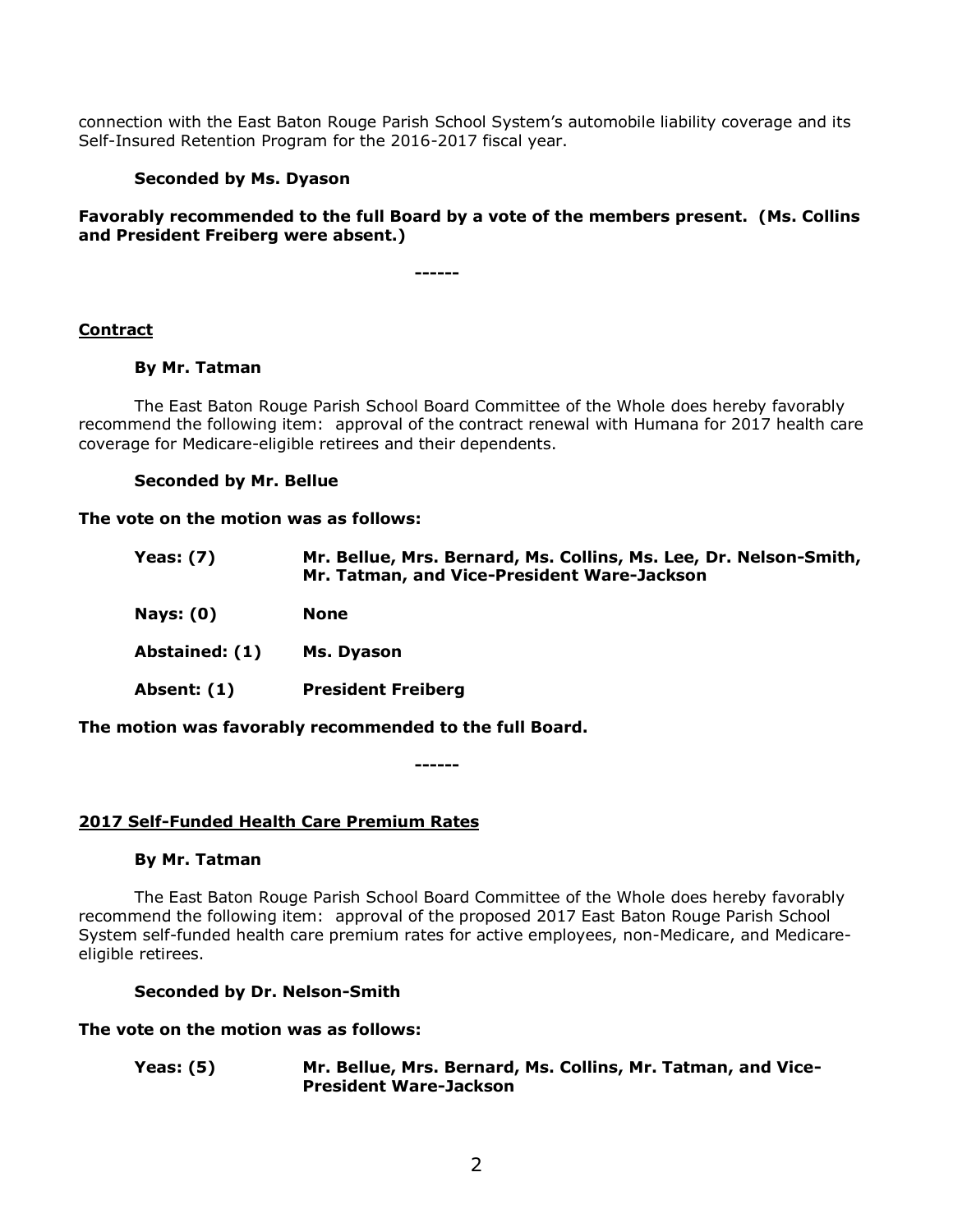connection with the East Baton Rouge Parish School System's automobile liability coverage and its Self-Insured Retention Program for the 2016-2017 fiscal year.

**Seconded by Ms. Dyason**

**Favorably recommended to the full Board by a vote of the members present. (Ms. Collins and President Freiberg were absent.)**

**------**

**Contract**

**By Mr. Tatman**

The East Baton Rouge Parish School Board Committee of the Whole does hereby favorably recommend the following item: approval of the contract renewal with Humana for 2017 health care coverage for Medicare-eligible retirees and their dependents.

**Seconded by Mr. Bellue**

**The vote on the motion was as follows:**

| | |
|---|---|
| **Yeas: (7)** | **Mr. Bellue, Mrs. Bernard, Ms. Collins, Ms. Lee, Dr. Nelson-Smith, Mr. Tatman, and Vice-President Ware-Jackson** |
| **Nays: (0)** | **None** |
| **Abstained: (1)** | **Ms. Dyason** |
| **Absent: (1)** | **President Freiberg** |

**The motion was favorably recommended to the full Board.**

**------**

**2017 Self-Funded Health Care Premium Rates**

**By Mr. Tatman**

The East Baton Rouge Parish School Board Committee of the Whole does hereby favorably recommend the following item: approval of the proposed 2017 East Baton Rouge Parish School System self-funded health care premium rates for active employees, non-Medicare, and Medicare-eligible retirees.

**Seconded by Dr. Nelson-Smith**

**The vote on the motion was as follows:**

| | |
|---|---|
| **Yeas: (5)** | **Mr. Bellue, Mrs. Bernard, Ms. Collins, Mr. Tatman, and Vice-President Ware-Jackson** |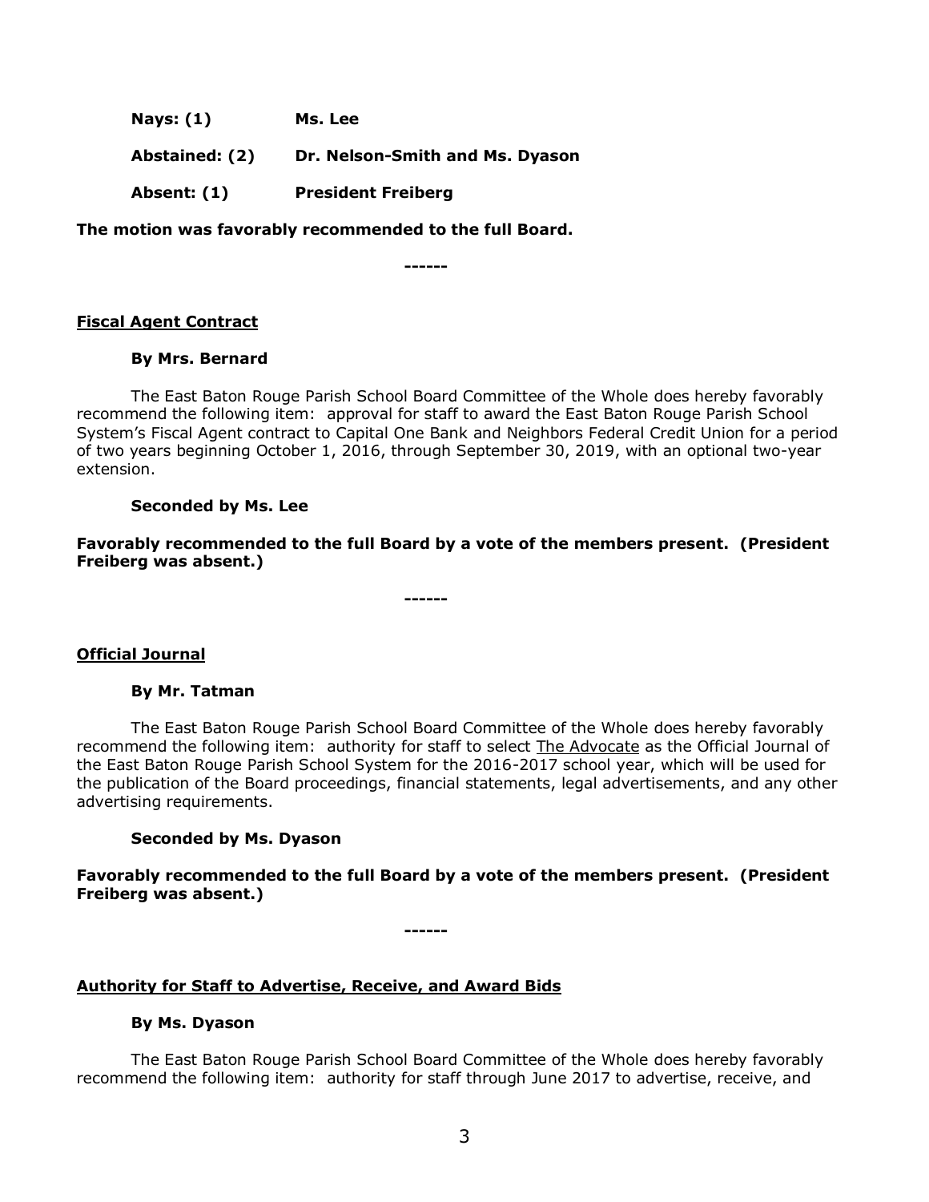**Nays: (1)** **Ms. Lee**

**Abstained: (2)** **Dr. Nelson-Smith and Ms. Dyason**

**Absent: (1)** **President Freiberg**

**The motion was favorably recommended to the full Board.**

**------**

**Fiscal Agent Contract**

**By Mrs. Bernard**

The East Baton Rouge Parish School Board Committee of the Whole does hereby favorably recommend the following item: approval for staff to award the East Baton Rouge Parish School System's Fiscal Agent contract to Capital One Bank and Neighbors Federal Credit Union for a period of two years beginning October 1, 2016, through September 30, 2019, with an optional two-year extension.

**Seconded by Ms. Lee**

**Favorably recommended to the full Board by a vote of the members present. (President Freiberg was absent.)**

**------**

**Official Journal**

**By Mr. Tatman**

The East Baton Rouge Parish School Board Committee of the Whole does hereby favorably recommend the following item: authority for staff to select The Advocate as the Official Journal of the East Baton Rouge Parish School System for the 2016-2017 school year, which will be used for the publication of the Board proceedings, financial statements, legal advertisements, and any other advertising requirements.

**Seconded by Ms. Dyason**

**Favorably recommended to the full Board by a vote of the members present. (President Freiberg was absent.)**

**------**

**Authority for Staff to Advertise, Receive, and Award Bids**

**By Ms. Dyason**

The East Baton Rouge Parish School Board Committee of the Whole does hereby favorably recommend the following item: authority for staff through June 2017 to advertise, receive, and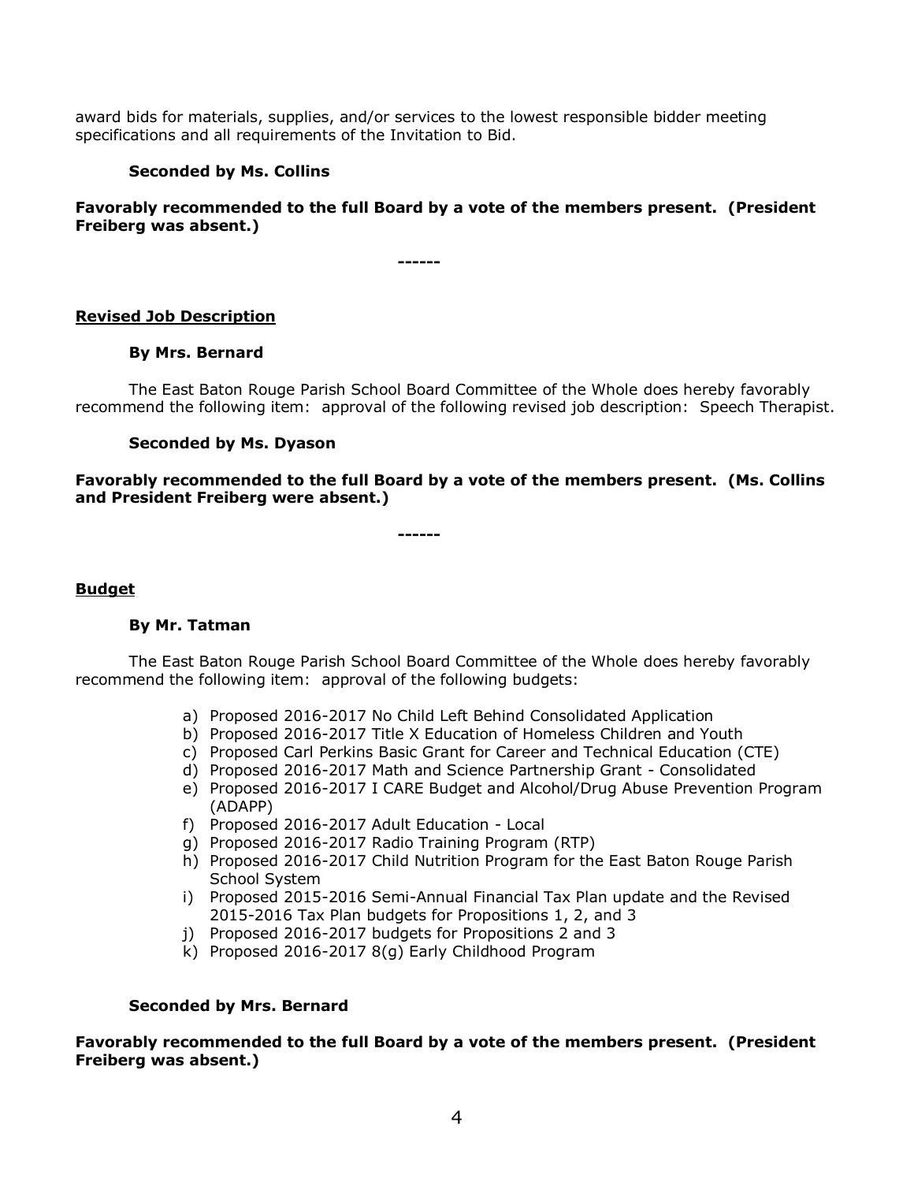award bids for materials, supplies, and/or services to the lowest responsible bidder meeting specifications and all requirements of the Invitation to Bid.

**Seconded by Ms. Collins**

**Favorably recommended to the full Board by a vote of the members present. (President Freiberg was absent.)**

**------**

**<u>Revised Job Description</u>**

**By Mrs. Bernard**

The East Baton Rouge Parish School Board Committee of the Whole does hereby favorably recommend the following item: approval of the following revised job description: Speech Therapist.

**Seconded by Ms. Dyason**

**Favorably recommended to the full Board by a vote of the members present. (Ms. Collins and President Freiberg were absent.)**

**------**

**<u>Budget</u>**

**By Mr. Tatman**

The East Baton Rouge Parish School Board Committee of the Whole does hereby favorably recommend the following item: approval of the following budgets:

a) Proposed 2016-2017 No Child Left Behind Consolidated Application
b) Proposed 2016-2017 Title X Education of Homeless Children and Youth
c) Proposed Carl Perkins Basic Grant for Career and Technical Education (CTE)
d) Proposed 2016-2017 Math and Science Partnership Grant - Consolidated
e) Proposed 2016-2017 I CARE Budget and Alcohol/Drug Abuse Prevention Program (ADAPP)
f) Proposed 2016-2017 Adult Education - Local
g) Proposed 2016-2017 Radio Training Program (RTP)
h) Proposed 2016-2017 Child Nutrition Program for the East Baton Rouge Parish School System
i) Proposed 2015-2016 Semi-Annual Financial Tax Plan update and the Revised 2015-2016 Tax Plan budgets for Propositions 1, 2, and 3
j) Proposed 2016-2017 budgets for Propositions 2 and 3
k) Proposed 2016-2017 8(g) Early Childhood Program

**Seconded by Mrs. Bernard**

**Favorably recommended to the full Board by a vote of the members present. (President Freiberg was absent.)**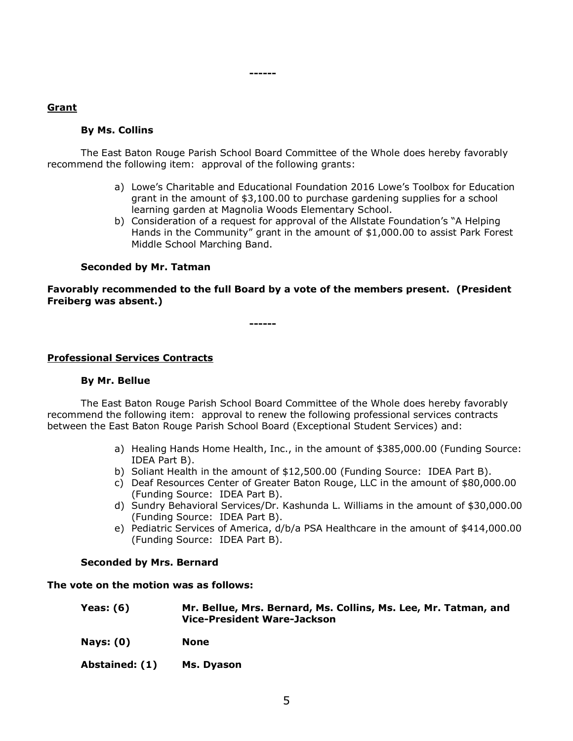------

**Grant**

**By Ms. Collins**

The East Baton Rouge Parish School Board Committee of the Whole does hereby favorably recommend the following item: approval of the following grants:

a) Lowe's Charitable and Educational Foundation 2016 Lowe's Toolbox for Education grant in the amount of $3,100.00 to purchase gardening supplies for a school learning garden at Magnolia Woods Elementary School.
b) Consideration of a request for approval of the Allstate Foundation's "A Helping Hands in the Community" grant in the amount of $1,000.00 to assist Park Forest Middle School Marching Band.

**Seconded by Mr. Tatman**

**Favorably recommended to the full Board by a vote of the members present. (President Freiberg was absent.)**

------

**Professional Services Contracts**

**By Mr. Bellue**

The East Baton Rouge Parish School Board Committee of the Whole does hereby favorably recommend the following item: approval to renew the following professional services contracts between the East Baton Rouge Parish School Board (Exceptional Student Services) and:

a) Healing Hands Home Health, Inc., in the amount of $385,000.00 (Funding Source: IDEA Part B).
b) Soliant Health in the amount of $12,500.00 (Funding Source: IDEA Part B).
c) Deaf Resources Center of Greater Baton Rouge, LLC in the amount of $80,000.00 (Funding Source: IDEA Part B).
d) Sundry Behavioral Services/Dr. Kashunda L. Williams in the amount of $30,000.00 (Funding Source: IDEA Part B).
e) Pediatric Services of America, d/b/a PSA Healthcare in the amount of $414,000.00 (Funding Source: IDEA Part B).

**Seconded by Mrs. Bernard**

**The vote on the motion was as follows:**

**Yeas: (6)** **Mr. Bellue, Mrs. Bernard, Ms. Collins, Ms. Lee, Mr. Tatman, and Vice-President Ware-Jackson**

**Nays: (0)** **None**

**Abstained: (1)** **Ms. Dyason**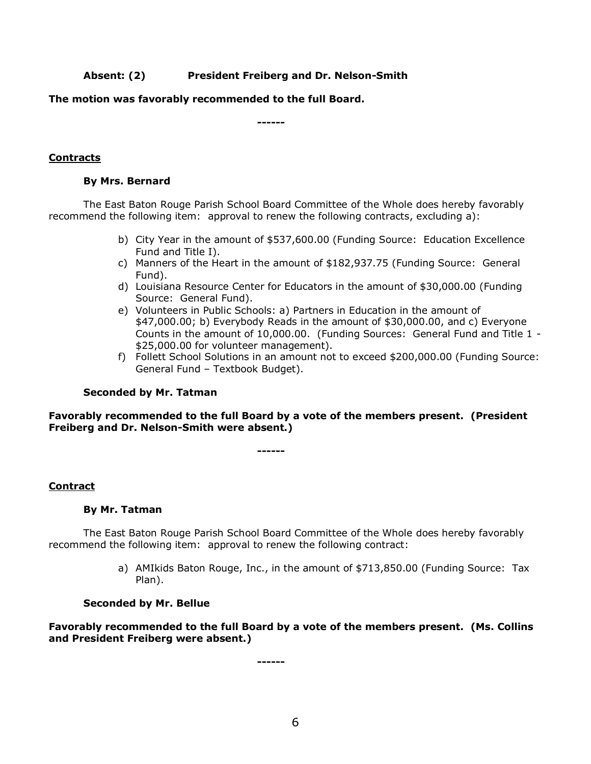**Absent: (2) President Freiberg and Dr. Nelson-Smith**

**The motion was favorably recommended to the full Board.**

**------**

**Contracts**

**By Mrs. Bernard**

The East Baton Rouge Parish School Board Committee of the Whole does hereby favorably recommend the following item: approval to renew the following contracts, excluding a):

b) City Year in the amount of $537,600.00 (Funding Source: Education Excellence Fund and Title I).
c) Manners of the Heart in the amount of $182,937.75 (Funding Source: General Fund).
d) Louisiana Resource Center for Educators in the amount of $30,000.00 (Funding Source: General Fund).
e) Volunteers in Public Schools: a) Partners in Education in the amount of $47,000.00; b) Everybody Reads in the amount of $30,000.00, and c) Everyone Counts in the amount of 10,000.00. (Funding Sources: General Fund and Title 1 - $25,000.00 for volunteer management).
f) Follett School Solutions in an amount not to exceed $200,000.00 (Funding Source: General Fund – Textbook Budget).

**Seconded by Mr. Tatman**

**Favorably recommended to the full Board by a vote of the members present. (President Freiberg and Dr. Nelson-Smith were absent.)**

**------**

**Contract**

**By Mr. Tatman**

The East Baton Rouge Parish School Board Committee of the Whole does hereby favorably recommend the following item: approval to renew the following contract:

a) AMIkids Baton Rouge, Inc., in the amount of $713,850.00 (Funding Source: Tax Plan).

**Seconded by Mr. Bellue**

**Favorably recommended to the full Board by a vote of the members present. (Ms. Collins and President Freiberg were absent.)**

**------**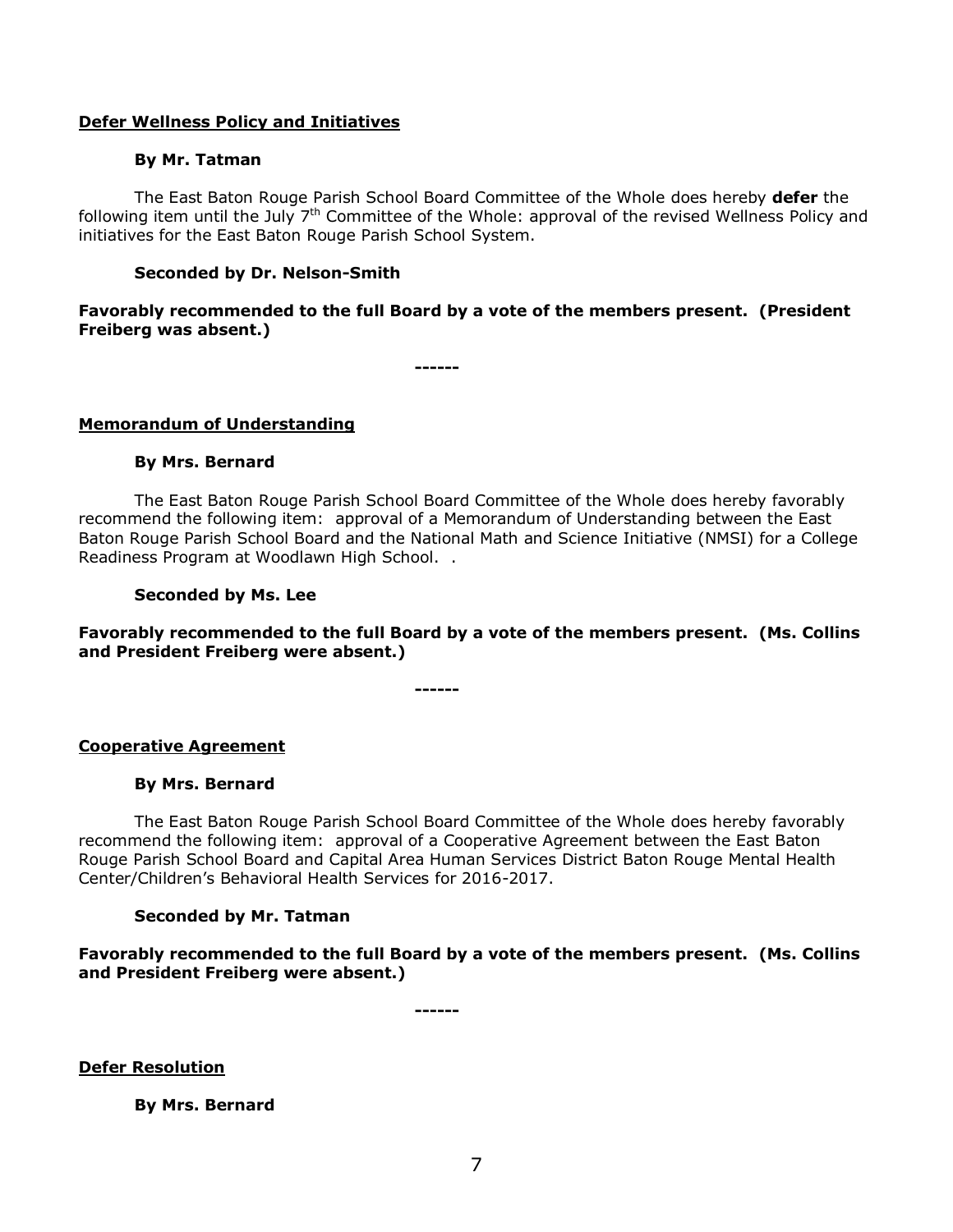**<u>Defer Wellness Policy and Initiatives</u>**

**By Mr. Tatman**

The East Baton Rouge Parish School Board Committee of the Whole does hereby **defer** the following item until the July 7th Committee of the Whole: approval of the revised Wellness Policy and initiatives for the East Baton Rouge Parish School System.

**Seconded by Dr. Nelson-Smith**

**Favorably recommended to the full Board by a vote of the members present. (President Freiberg was absent.)**

**------**

**<u>Memorandum of Understanding</u>**

**By Mrs. Bernard**

The East Baton Rouge Parish School Board Committee of the Whole does hereby favorably recommend the following item: approval of a Memorandum of Understanding between the East Baton Rouge Parish School Board and the National Math and Science Initiative (NMSI) for a College Readiness Program at Woodlawn High School. .

**Seconded by Ms. Lee**

**Favorably recommended to the full Board by a vote of the members present. (Ms. Collins and President Freiberg were absent.)**

**------**

**<u>Cooperative Agreement</u>**

**By Mrs. Bernard**

The East Baton Rouge Parish School Board Committee of the Whole does hereby favorably recommend the following item: approval of a Cooperative Agreement between the East Baton Rouge Parish School Board and Capital Area Human Services District Baton Rouge Mental Health Center/Children's Behavioral Health Services for 2016-2017.

**Seconded by Mr. Tatman**

**Favorably recommended to the full Board by a vote of the members present. (Ms. Collins and President Freiberg were absent.)**

**------**

**<u>Defer Resolution</u>**

**By Mrs. Bernard**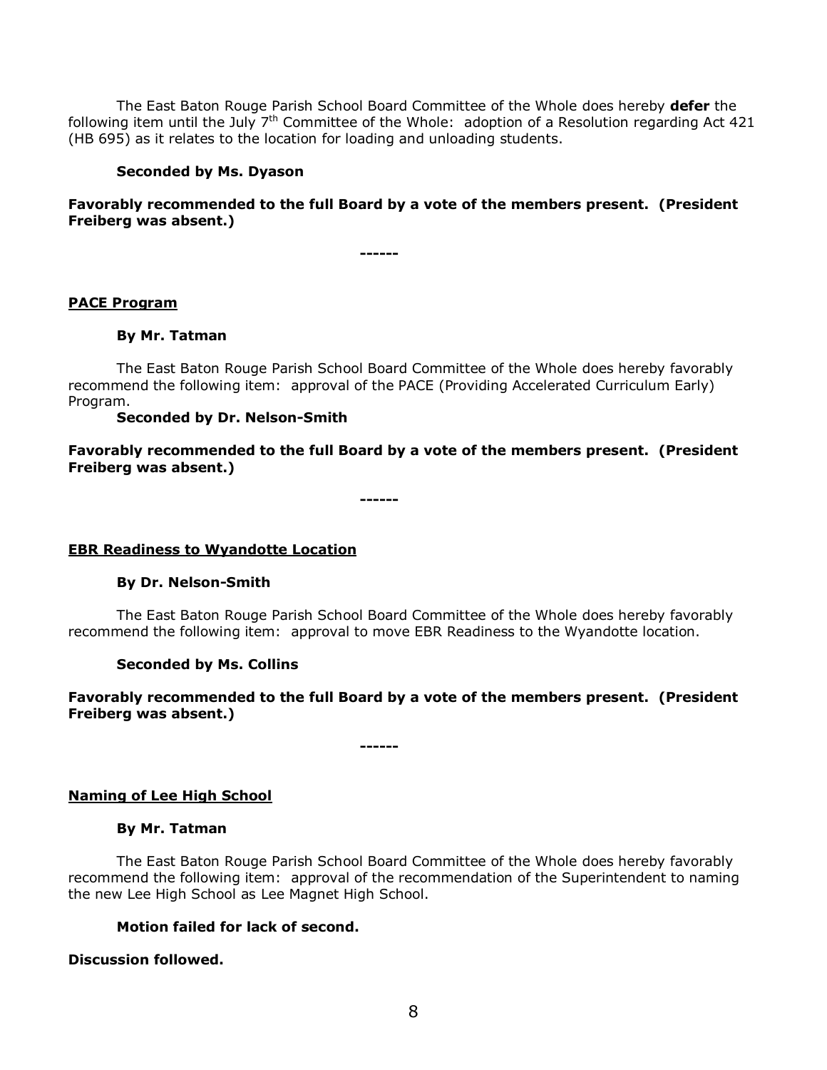The East Baton Rouge Parish School Board Committee of the Whole does hereby **defer** the following item until the July 7th Committee of the Whole: adoption of a Resolution regarding Act 421 (HB 695) as it relates to the location for loading and unloading students.

**Seconded by Ms. Dyason**

**Favorably recommended to the full Board by a vote of the members present. (President Freiberg was absent.)**

**------**

**PACE Program**

**By Mr. Tatman**

The East Baton Rouge Parish School Board Committee of the Whole does hereby favorably recommend the following item: approval of the PACE (Providing Accelerated Curriculum Early) Program.

**Seconded by Dr. Nelson-Smith**

**Favorably recommended to the full Board by a vote of the members present. (President Freiberg was absent.)**

**------**

**EBR Readiness to Wyandotte Location**

**By Dr. Nelson-Smith**

The East Baton Rouge Parish School Board Committee of the Whole does hereby favorably recommend the following item: approval to move EBR Readiness to the Wyandotte location.

**Seconded by Ms. Collins**

**Favorably recommended to the full Board by a vote of the members present. (President Freiberg was absent.)**

**------**

**Naming of Lee High School**

**By Mr. Tatman**

The East Baton Rouge Parish School Board Committee of the Whole does hereby favorably recommend the following item: approval of the recommendation of the Superintendent to naming the new Lee High School as Lee Magnet High School.

**Motion failed for lack of second.**

**Discussion followed.**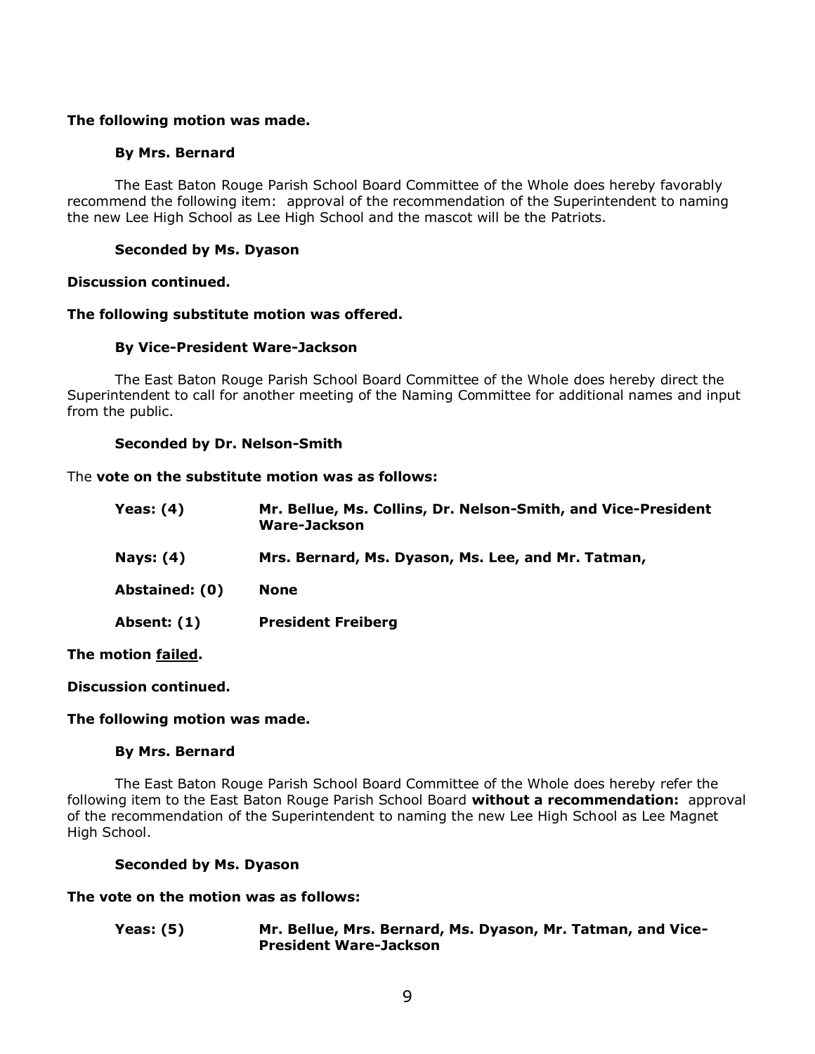**The following motion was made.**

**By Mrs. Bernard**

The East Baton Rouge Parish School Board Committee of the Whole does hereby favorably recommend the following item: approval of the recommendation of the Superintendent to naming the new Lee High School as Lee High School and the mascot will be the Patriots.

**Seconded by Ms. Dyason**

**Discussion continued.**

**The following substitute motion was offered.**

**By Vice-President Ware-Jackson**

The East Baton Rouge Parish School Board Committee of the Whole does hereby direct the Superintendent to call for another meeting of the Naming Committee for additional names and input from the public.

**Seconded by Dr. Nelson-Smith**

The **vote on the substitute motion was as follows:**

| | |
|---|---|
| **Yeas: (4)** | **Mr. Bellue, Ms. Collins, Dr. Nelson-Smith, and Vice-President Ware-Jackson** |
| **Nays: (4)** | **Mrs. Bernard, Ms. Dyason, Ms. Lee, and Mr. Tatman,** |
| **Abstained: (0)** | **None** |
| **Absent: (1)** | **President Freiberg** |

**The motion failed.**

**Discussion continued.**

**The following motion was made.**

**By Mrs. Bernard**

The East Baton Rouge Parish School Board Committee of the Whole does hereby refer the following item to the East Baton Rouge Parish School Board **without a recommendation:** approval of the recommendation of the Superintendent to naming the new Lee High School as Lee Magnet High School.

**Seconded by Ms. Dyason**

**The vote on the motion was as follows:**

| | |
|---|---|
| **Yeas: (5)** | **Mr. Bellue, Mrs. Bernard, Ms. Dyason, Mr. Tatman, and Vice-President Ware-Jackson** |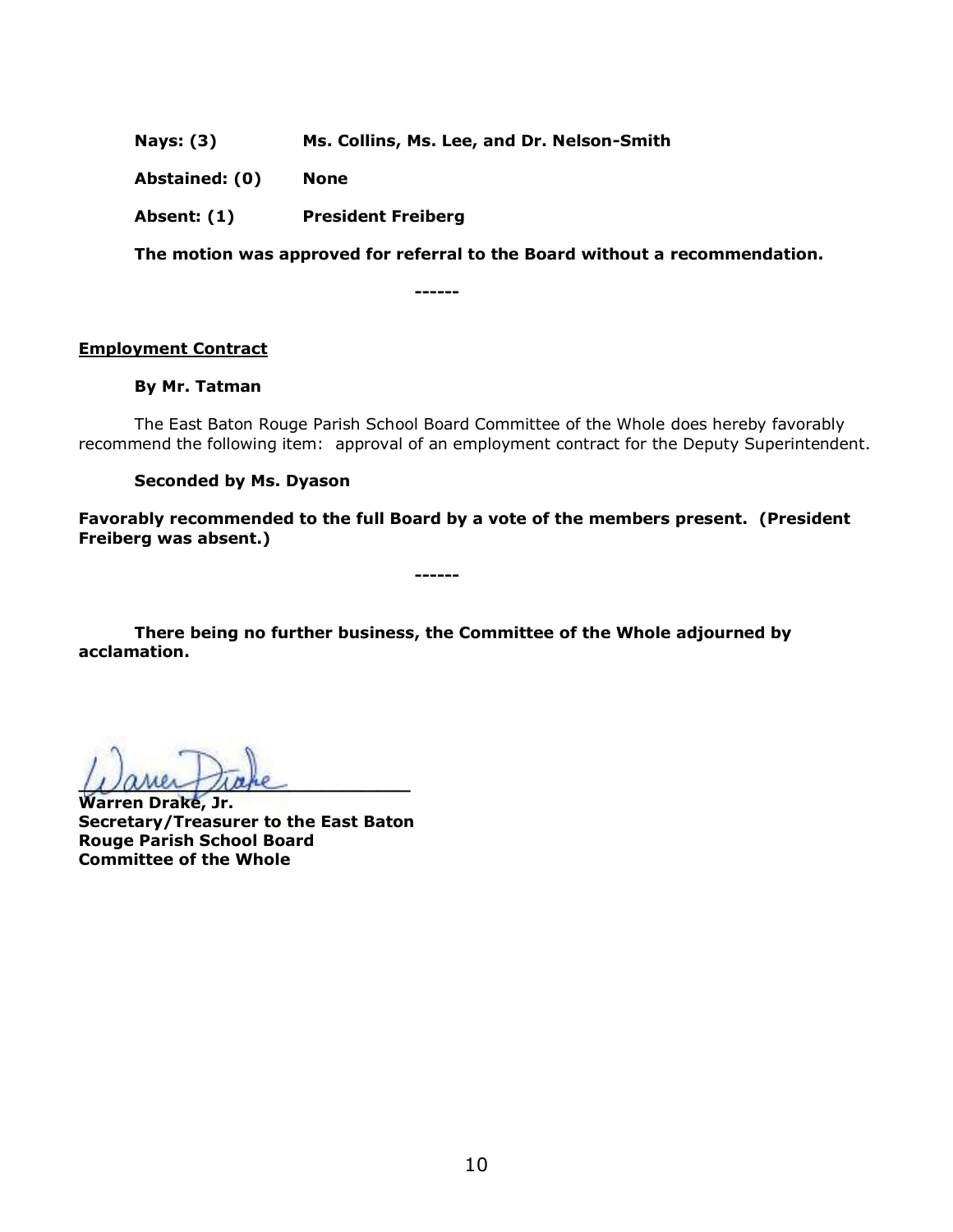**Nays: (3)** **Ms. Collins, Ms. Lee, and Dr. Nelson-Smith**

**Abstained: (0)** **None**

**Absent: (1)** **President Freiberg**

**The motion was approved for referral to the Board without a recommendation.**

**------**

<u>**Employment Contract**</u>

**By Mr. Tatman**

The East Baton Rouge Parish School Board Committee of the Whole does hereby favorably recommend the following item: approval of an employment contract for the Deputy Superintendent.

**Seconded by Ms. Dyason**

**Favorably recommended to the full Board by a vote of the members present. (President Freiberg was absent.)**

**------**

**There being no further business, the Committee of the Whole adjourned by acclamation.**

**Warren Drake, Jr.**
**Secretary/Treasurer to the East Baton Rouge Parish School Board Committee of the Whole**